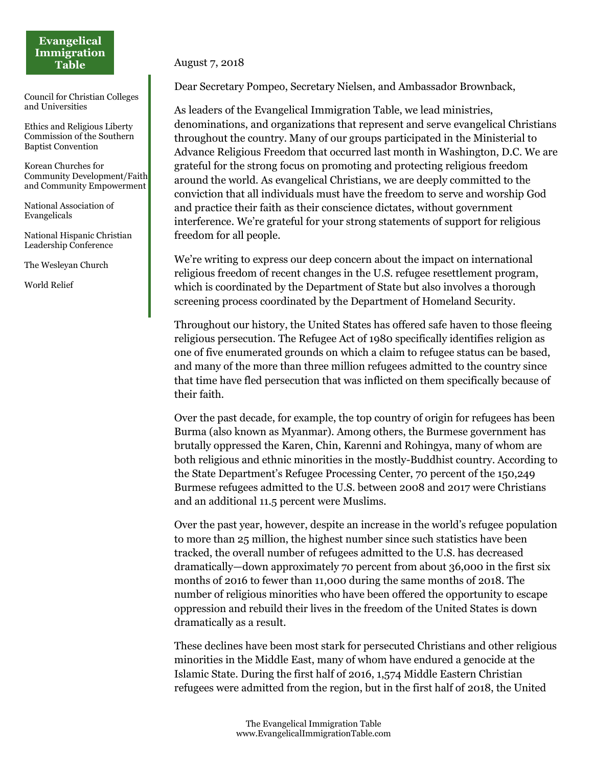**Evangelical Immigration Table**

Council for Christian Colleges and Universities

Ethics and Religious Liberty Commission of the Southern Baptist Convention

Korean Churches for Community Development/Faith and Community Empowerment

National Association of Evangelicals

National Hispanic Christian Leadership Conference

The Wesleyan Church

World Relief

August 7, 2018

Dear Secretary Pompeo, Secretary Nielsen, and Ambassador Brownback,

As leaders of the Evangelical Immigration Table, we lead ministries, denominations, and organizations that represent and serve evangelical Christians throughout the country. Many of our groups participated in the Ministerial to Advance Religious Freedom that occurred last month in Washington, D.C. We are grateful for the strong focus on promoting and protecting religious freedom around the world. As evangelical Christians, we are deeply committed to the conviction that all individuals must have the freedom to serve and worship God and practice their faith as their conscience dictates, without government interference. We're grateful for your strong statements of support for religious freedom for all people.

We're writing to express our deep concern about the impact on international religious freedom of recent changes in the U.S. refugee resettlement program, which is coordinated by the Department of State but also involves a thorough screening process coordinated by the Department of Homeland Security.

Throughout our history, the United States has offered safe haven to those fleeing religious persecution. The Refugee Act of 1980 specifically identifies religion as one of five enumerated grounds on which a claim to refugee status can be based, and many of the more than three million refugees admitted to the country since that time have fled persecution that was inflicted on them specifically because of their faith.

Over the past decade, for example, the top country of origin for refugees has been Burma (also known as Myanmar). Among others, the Burmese government has brutally oppressed the Karen, Chin, Karenni and Rohingya, many of whom are both religious and ethnic minorities in the mostly-Buddhist country. According to the State Department's Refugee Processing Center, 70 percent of the 150,249 Burmese refugees admitted to the U.S. between 2008 and 2017 were Christians and an additional 11.5 percent were Muslims.

Over the past year, however, despite an increase in the world's refugee population to more than 25 million, the highest number since such statistics have been tracked, the overall number of refugees admitted to the U.S. has decreased dramatically—down approximately 70 percent from about 36,000 in the first six months of 2016 to fewer than 11,000 during the same months of 2018. The number of religious minorities who have been offered the opportunity to escape oppression and rebuild their lives in the freedom of the United States is down dramatically as a result.

These declines have been most stark for persecuted Christians and other religious minorities in the Middle East, many of whom have endured a genocide at the Islamic State. During the first half of 2016, 1,574 Middle Eastern Christian refugees were admitted from the region, but in the first half of 2018, the United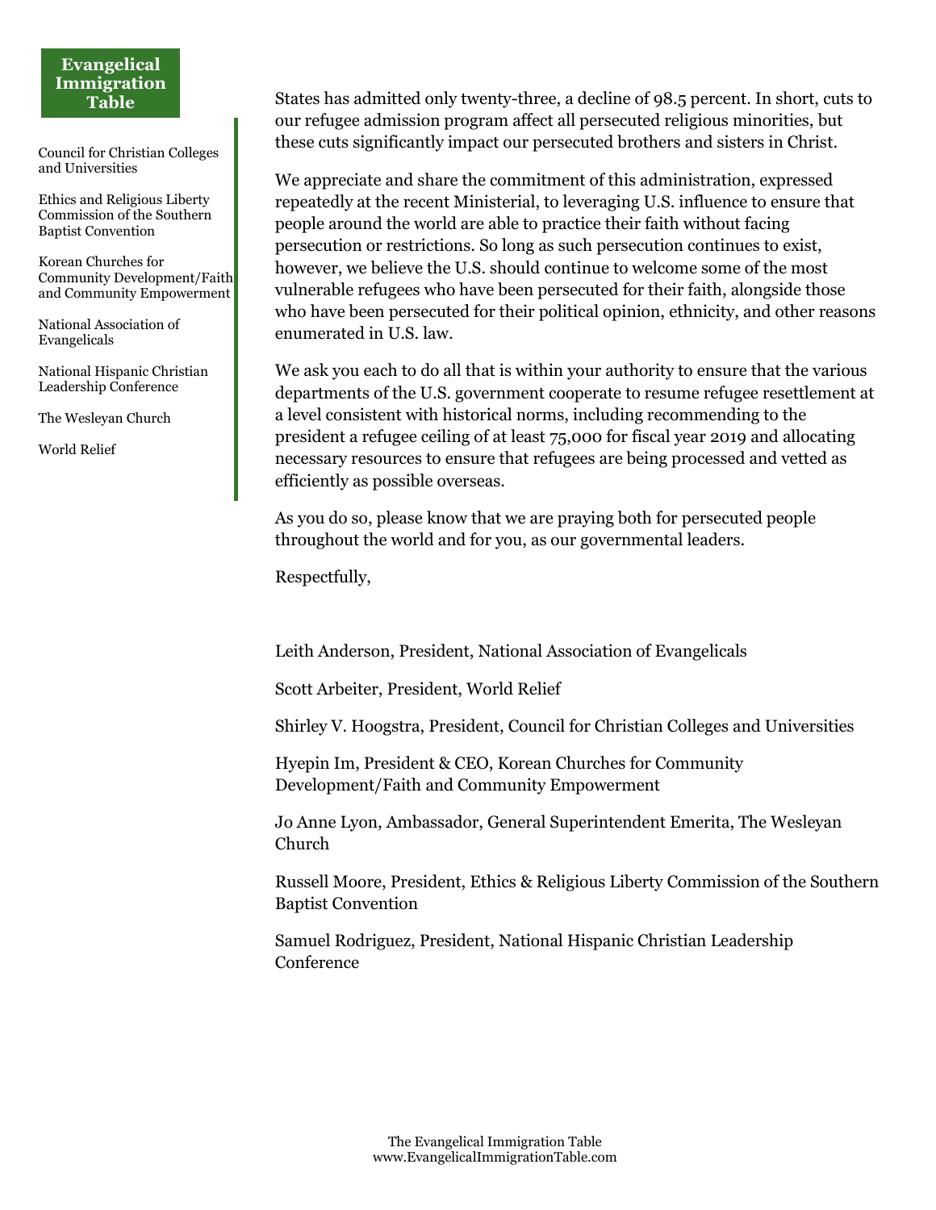**Evangelical Immigration Table**

Council for Christian Colleges and Universities

Ethics and Religious Liberty Commission of the Southern Baptist Convention

Korean Churches for Community Development/Faith and Community Empowerment

National Association of Evangelicals

National Hispanic Christian Leadership Conference

The Wesleyan Church

World Relief

States has admitted only twenty-three, a decline of 98.5 percent. In short, cuts to our refugee admission program affect all persecuted religious minorities, but these cuts significantly impact our persecuted brothers and sisters in Christ.

We appreciate and share the commitment of this administration, expressed repeatedly at the recent Ministerial, to leveraging U.S. influence to ensure that people around the world are able to practice their faith without facing persecution or restrictions. So long as such persecution continues to exist, however, we believe the U.S. should continue to welcome some of the most vulnerable refugees who have been persecuted for their faith, alongside those who have been persecuted for their political opinion, ethnicity, and other reasons enumerated in U.S. law.

We ask you each to do all that is within your authority to ensure that the various departments of the U.S. government cooperate to resume refugee resettlement at a level consistent with historical norms, including recommending to the president a refugee ceiling of at least 75,000 for fiscal year 2019 and allocating necessary resources to ensure that refugees are being processed and vetted as efficiently as possible overseas.

As you do so, please know that we are praying both for persecuted people throughout the world and for you, as our governmental leaders.

Respectfully,

Leith Anderson, President, National Association of Evangelicals

Scott Arbeiter, President, World Relief

Shirley V. Hoogstra, President, Council for Christian Colleges and Universities

Hyepin Im, President & CEO, Korean Churches for Community Development/Faith and Community Empowerment

Jo Anne Lyon, Ambassador, General Superintendent Emerita, The Wesleyan Church

Russell Moore, President, Ethics & Religious Liberty Commission of the Southern Baptist Convention

Samuel Rodriguez, President, National Hispanic Christian Leadership Conference

The Evangelical Immigration Table
www.EvangelicalImmigrationTable.com